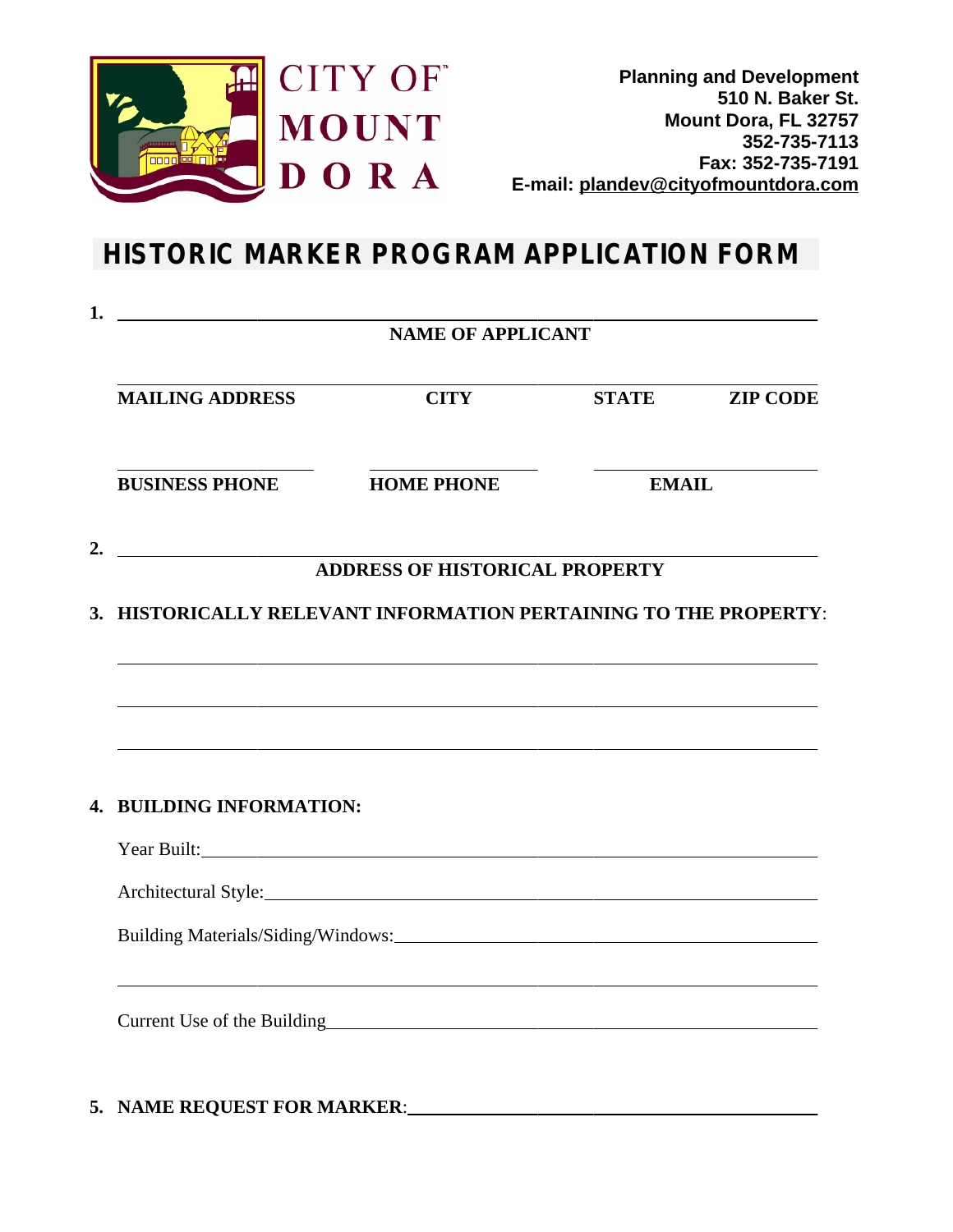CITY OF MOUNT DORA

**Planning and Development**
**510 N. Baker St.**
**Mount Dora, FL 32757**
**352-735-7113**
**Fax: 352-735-7191**
**E-mail: plandev@cityofmountdora.com**

# HISTORIC MARKER PROGRAM APPLICATION FORM

1. ______________________________________________________________

**NAME OF APPLICANT**

______________________________________________________________

**MAILING ADDRESS** **CITY** **STATE** **ZIP CODE**

____________________ ____________________ ____________________

**BUSINESS PHONE** **HOME PHONE** **EMAIL**

2. ______________________________________________________________

**ADDRESS OF HISTORICAL PROPERTY**

3. **HISTORICALLY RELEVANT INFORMATION PERTAINING TO THE PROPERTY**:

______________________________________________________________

______________________________________________________________

______________________________________________________________

4. **BUILDING INFORMATION:**

Year Built:______________________________________________________

Architectural Style:_______________________________________________

Building Materials/Siding/Windows:_________________________________

______________________________________________________________

Current Use of the Building_________________________________________

5. **NAME REQUEST FOR MARKER**:_____________________________________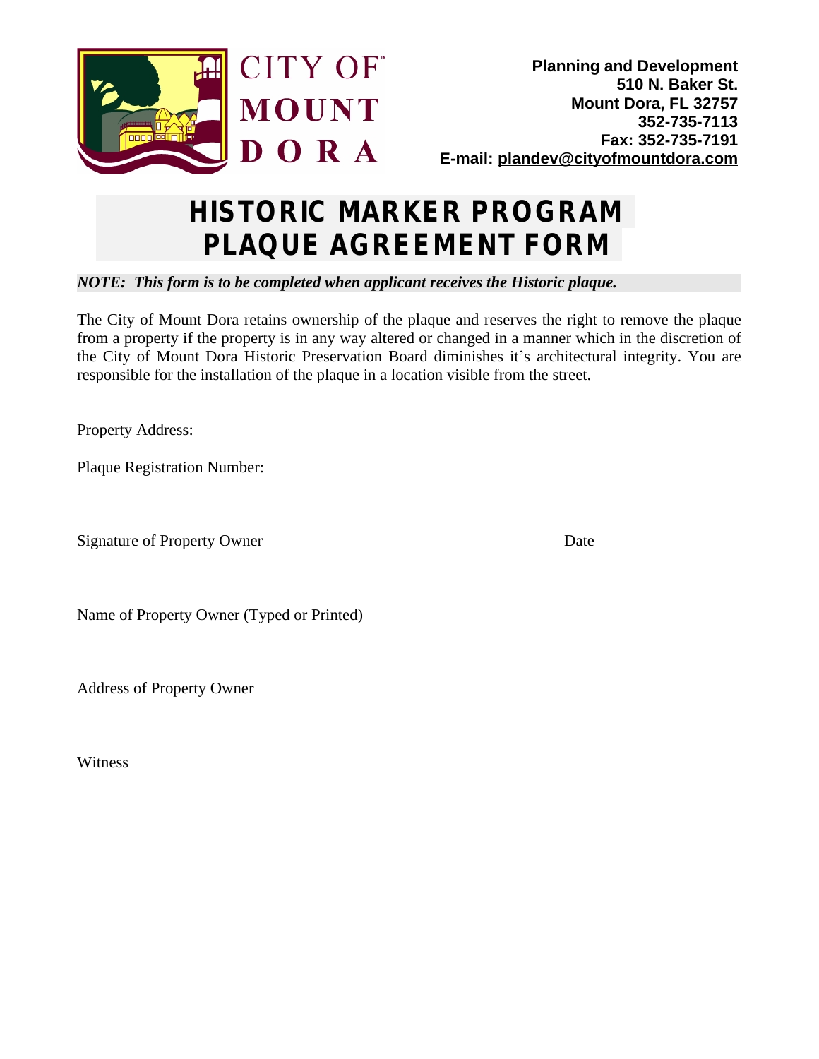CITY OF MOUNT DORA

**Planning and Development**
**510 N. Baker St.**
**Mount Dora, FL 32757**
**352-735-7113**
**Fax: 352-735-7191**
**E-mail: plandev@cityofmountdora.com**

# HISTORIC MARKER PROGRAM PLAQUE AGREEMENT FORM

***NOTE: This form is to be completed when applicant receives the Historic plaque.***

The City of Mount Dora retains ownership of the plaque and reserves the right to remove the plaque from a property if the property is in any way altered or changed in a manner which in the discretion of the City of Mount Dora Historic Preservation Board diminishes it's architectural integrity. You are responsible for the installation of the plaque in a location visible from the street.

Property Address:

Plaque Registration Number:

Signature of Property Owner          Date

Name of Property Owner (Typed or Printed)

Address of Property Owner

Witness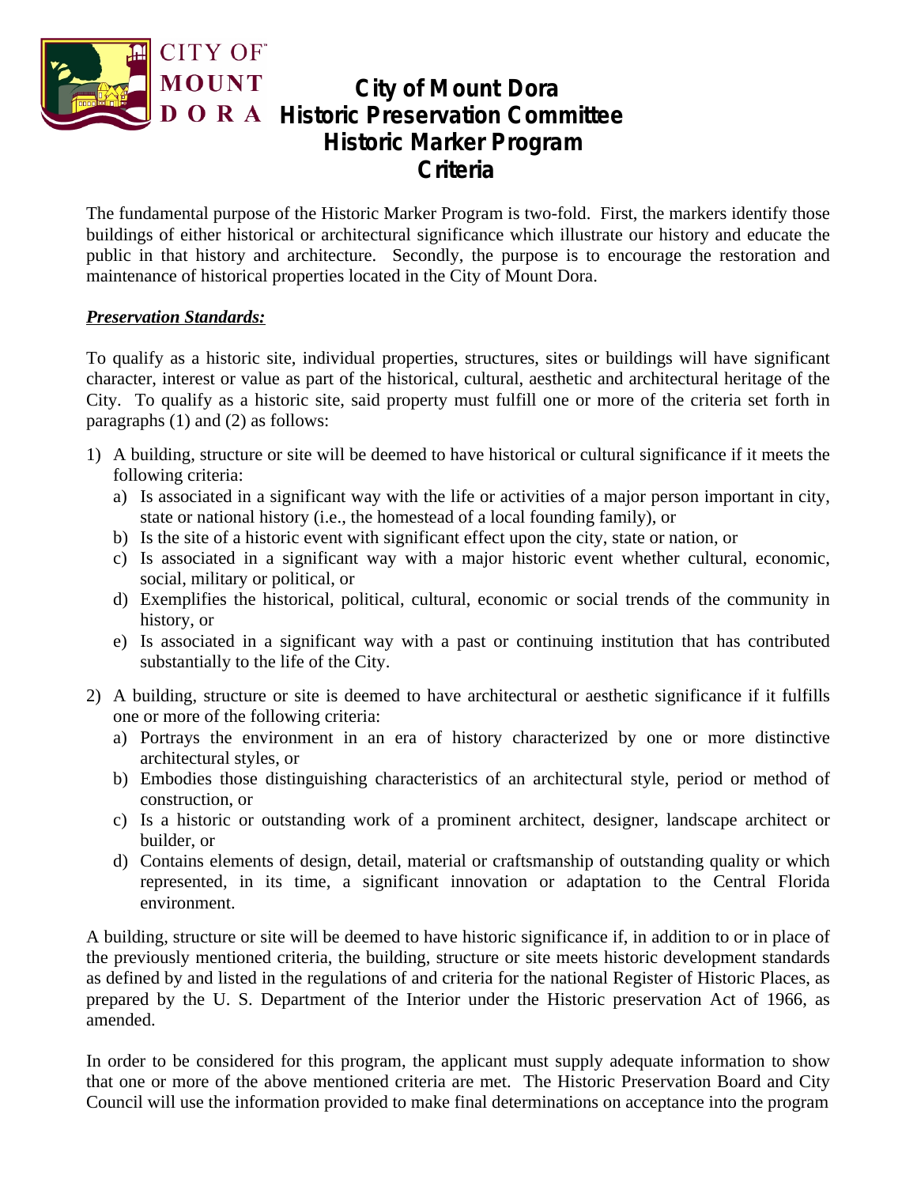# City of Mount Dora
# Historic Preservation Committee
# Historic Marker Program
# Criteria

The fundamental purpose of the Historic Marker Program is two-fold. First, the markers identify those buildings of either historical or architectural significance which illustrate our history and educate the public in that history and architecture. Secondly, the purpose is to encourage the restoration and maintenance of historical properties located in the City of Mount Dora.

***Preservation Standards:***

To qualify as a historic site, individual properties, structures, sites or buildings will have significant character, interest or value as part of the historical, cultural, aesthetic and architectural heritage of the City. To qualify as a historic site, said property must fulfill one or more of the criteria set forth in paragraphs (1) and (2) as follows:

1) A building, structure or site will be deemed to have historical or cultural significance if it meets the following criteria:
   a) Is associated in a significant way with the life or activities of a major person important in city, state or national history (i.e., the homestead of a local founding family), or
   b) Is the site of a historic event with significant effect upon the city, state or nation, or
   c) Is associated in a significant way with a major historic event whether cultural, economic, social, military or political, or
   d) Exemplifies the historical, political, cultural, economic or social trends of the community in history, or
   e) Is associated in a significant way with a past or continuing institution that has contributed substantially to the life of the City.

2) A building, structure or site is deemed to have architectural or aesthetic significance if it fulfills one or more of the following criteria:
   a) Portrays the environment in an era of history characterized by one or more distinctive architectural styles, or
   b) Embodies those distinguishing characteristics of an architectural style, period or method of construction, or
   c) Is a historic or outstanding work of a prominent architect, designer, landscape architect or builder, or
   d) Contains elements of design, detail, material or craftsmanship of outstanding quality or which represented, in its time, a significant innovation or adaptation to the Central Florida environment.

A building, structure or site will be deemed to have historic significance if, in addition to or in place of the previously mentioned criteria, the building, structure or site meets historic development standards as defined by and listed in the regulations of and criteria for the national Register of Historic Places, as prepared by the U. S. Department of the Interior under the Historic preservation Act of 1966, as amended.

In order to be considered for this program, the applicant must supply adequate information to show that one or more of the above mentioned criteria are met. The Historic Preservation Board and City Council will use the information provided to make final determinations on acceptance into the program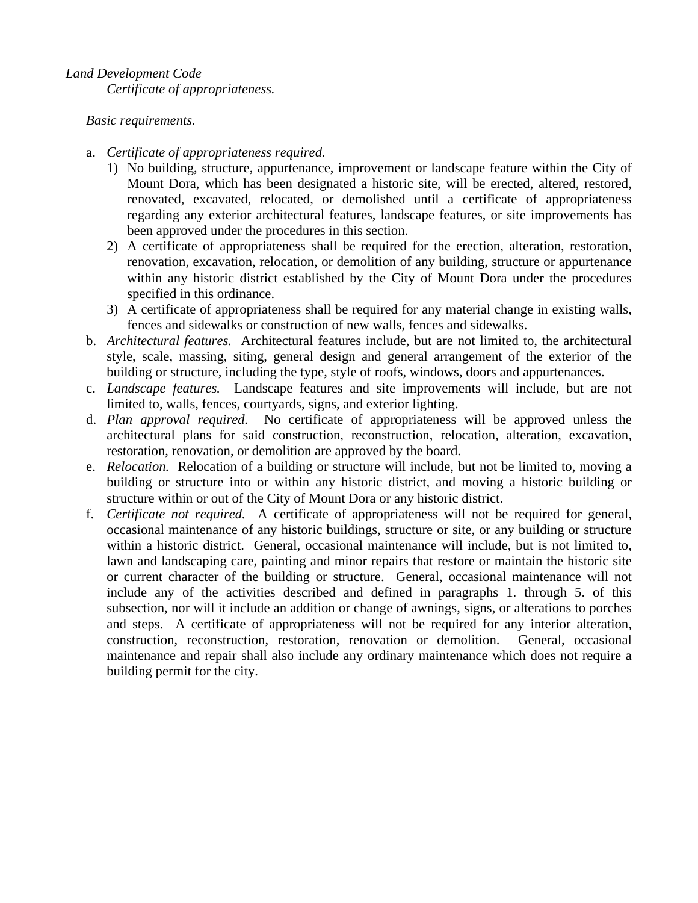*Land Development Code*

*Certificate of appropriateness.*

*Basic requirements.*

a. *Certificate of appropriateness required.*
   1) No building, structure, appurtenance, improvement or landscape feature within the City of Mount Dora, which has been designated a historic site, will be erected, altered, restored, renovated, excavated, relocated, or demolished until a certificate of appropriateness regarding any exterior architectural features, landscape features, or site improvements has been approved under the procedures in this section.
   2) A certificate of appropriateness shall be required for the erection, alteration, restoration, renovation, excavation, relocation, or demolition of any building, structure or appurtenance within any historic district established by the City of Mount Dora under the procedures specified in this ordinance.
   3) A certificate of appropriateness shall be required for any material change in existing walls, fences and sidewalks or construction of new walls, fences and sidewalks.

b. *Architectural features.* Architectural features include, but are not limited to, the architectural style, scale, massing, siting, general design and general arrangement of the exterior of the building or structure, including the type, style of roofs, windows, doors and appurtenances.

c. *Landscape features.* Landscape features and site improvements will include, but are not limited to, walls, fences, courtyards, signs, and exterior lighting.

d. *Plan approval required.* No certificate of appropriateness will be approved unless the architectural plans for said construction, reconstruction, relocation, alteration, excavation, restoration, renovation, or demolition are approved by the board.

e. *Relocation.* Relocation of a building or structure will include, but not be limited to, moving a building or structure into or within any historic district, and moving a historic building or structure within or out of the City of Mount Dora or any historic district.

f. *Certificate not required.* A certificate of appropriateness will not be required for general, occasional maintenance of any historic buildings, structure or site, or any building or structure within a historic district. General, occasional maintenance will include, but is not limited to, lawn and landscaping care, painting and minor repairs that restore or maintain the historic site or current character of the building or structure. General, occasional maintenance will not include any of the activities described and defined in paragraphs 1. through 5. of this subsection, nor will it include an addition or change of awnings, signs, or alterations to porches and steps. A certificate of appropriateness will not be required for any interior alteration, construction, reconstruction, restoration, renovation or demolition. General, occasional maintenance and repair shall also include any ordinary maintenance which does not require a building permit for the city.